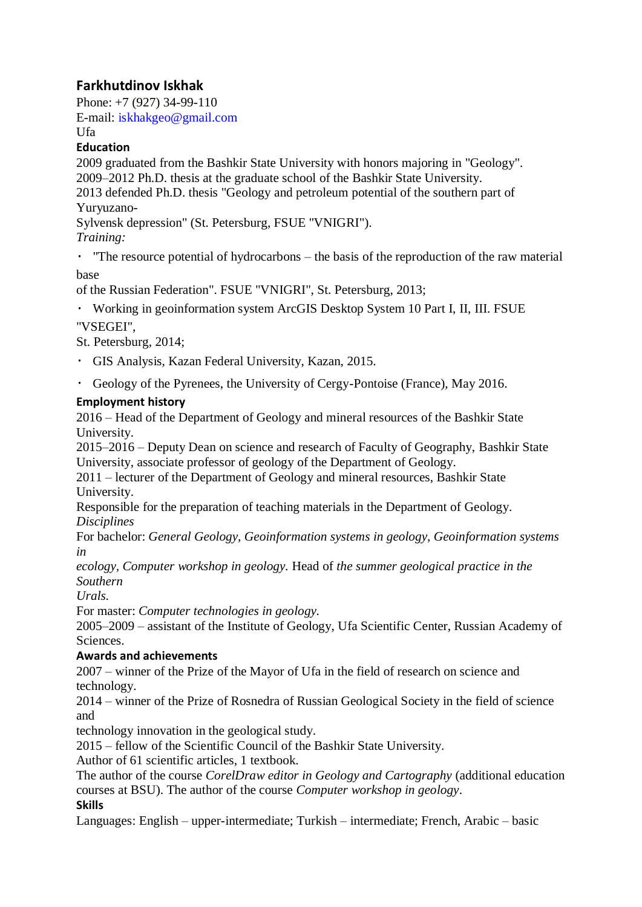# Farkhutdinov Iskhak

Phone: +7 (927) 34-99-110
E-mail: iskhakgeo@gmail.com
Ufa

## Education

2009 graduated from the Bashkir State University with honors majoring in "Geology".
2009–2012 Ph.D. thesis at the graduate school of the Bashkir State University.
2013 defended Ph.D. thesis "Geology and petroleum potential of the southern part of Yuryuzano-Sylvensk depression" (St. Petersburg, FSUE "VNIGRI").

*Training:*

- "The resource potential of hydrocarbons – the basis of the reproduction of the raw material base of the Russian Federation". FSUE "VNIGRI", St. Petersburg, 2013;
- Working in geoinformation system ArcGIS Desktop System 10 Part I, II, III. FSUE "VSEGEI", St. Petersburg, 2014;
- GIS Analysis, Kazan Federal University, Kazan, 2015.
- Geology of the Pyrenees, the University of Cergy-Pontoise (France), May 2016.

## Employment history

2016 – Head of the Department of Geology and mineral resources of the Bashkir State University.
2015–2016 – Deputy Dean on science and research of Faculty of Geography, Bashkir State University, associate professor of geology of the Department of Geology.
2011 – lecturer of the Department of Geology and mineral resources, Bashkir State University.
Responsible for the preparation of teaching materials in the Department of Geology.
*Disciplines*
For bachelor: *General Geology*, *Geoinformation systems in geology*, *Geoinformation systems in ecology*, *Computer workshop in geology*. Head of *the summer geological practice in the Southern Urals*.
For master: *Computer technologies in geology*.
2005–2009 – assistant of the Institute of Geology, Ufa Scientific Center, Russian Academy of Sciences.

## Awards and achievements

2007 – winner of the Prize of the Mayor of Ufa in the field of research on science and technology.
2014 – winner of the Prize of Rosnedra of Russian Geological Society in the field of science and technology innovation in the geological study.
2015 – fellow of the Scientific Council of the Bashkir State University.
Author of 61 scientific articles, 1 textbook.
The author of the course *CorelDraw editor in Geology and Cartography* (additional education courses at BSU). The author of the course *Computer workshop in geology*.

## Skills

Languages: English – upper-intermediate; Turkish – intermediate; French, Arabic – basic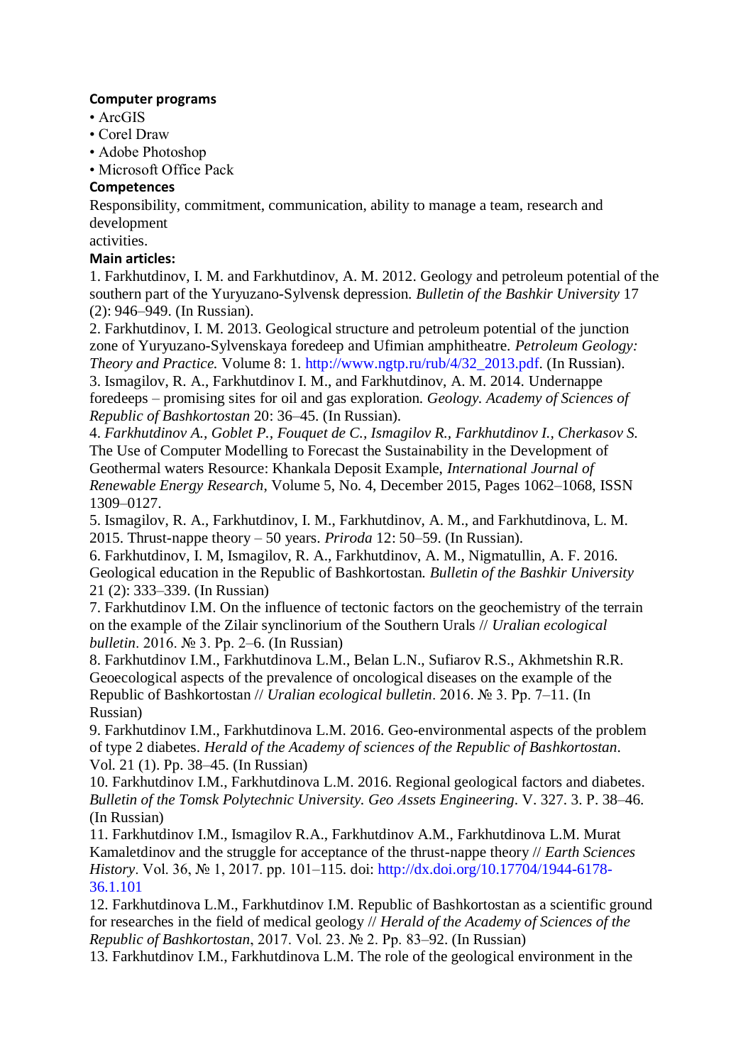**Computer programs**

- ArcGIS
- Corel Draw
- Adobe Photoshop
- Microsoft Office Pack

**Competences**

Responsibility, commitment, communication, ability to manage a team, research and development activities.

**Main articles:**

1. Farkhutdinov, I. M. and Farkhutdinov, A. M. 2012. Geology and petroleum potential of the southern part of the Yuryuzano-Sylvensk depression. *Bulletin of the Bashkir University* 17 (2): 946–949. (In Russian).
2. Farkhutdinov, I. M. 2013. Geological structure and petroleum potential of the junction zone of Yuryuzano-Sylvenskaya foredeep and Ufimian amphitheatre. *Petroleum Geology: Theory and Practice.* Volume 8: 1. http://www.ngtp.ru/rub/4/32_2013.pdf. (In Russian).
3. Ismagilov, R. A., Farkhutdinov I. M., and Farkhutdinov, A. M. 2014. Undernappe foredeeps – promising sites for oil and gas exploration. *Geology. Academy of Sciences of Republic of Bashkortostan* 20: 36–45. (In Russian).
4. *Farkhutdinov A., Goblet P., Fouquet de C., Ismagilov R., Farkhutdinov I., Cherkasov S.* The Use of Computer Modelling to Forecast the Sustainability in the Development of Geothermal waters Resource: Khankala Deposit Example, *International Journal of Renewable Energy Research*, Volume 5, No. 4, December 2015, Pages 1062–1068, ISSN 1309–0127.
5. Ismagilov, R. A., Farkhutdinov, I. M., Farkhutdinov, A. M., and Farkhutdinova, L. M. 2015. Thrust-nappe theory – 50 years. *Priroda* 12: 50–59. (In Russian).
6. Farkhutdinov, I. M, Ismagilov, R. A., Farkhutdinov, A. M., Nigmatullin, A. F. 2016. Geological education in the Republic of Bashkortostan. *Bulletin of the Bashkir University* 21 (2): 333–339. (In Russian)
7. Farkhutdinov I.M. On the influence of tectonic factors on the geochemistry of the terrain on the example of the Zilair synclinorium of the Southern Urals // *Uralian ecological bulletin*. 2016. № 3. Pp. 2–6. (In Russian)
8. Farkhutdinov I.M., Farkhutdinova L.M., Belan L.N., Sufiarov R.S., Akhmetshin R.R. Geoecological aspects of the prevalence of oncological diseases on the example of the Republic of Bashkortostan // *Uralian ecological bulletin*. 2016. № 3. Pp. 7–11. (In Russian)
9. Farkhutdinov I.M., Farkhutdinova L.M. 2016. Geo-environmental aspects of the problem of type 2 diabetes. *Herald of the Academy of sciences of the Republic of Bashkortostan*. Vol. 21 (1). Pp. 38–45. (In Russian)
10. Farkhutdinov I.M., Farkhutdinova L.M. 2016. Regional geological factors and diabetes. *Bulletin of the Tomsk Polytechnic University. Geo Assets Engineering*. V. 327. 3. P. 38–46. (In Russian)
11. Farkhutdinov I.M., Ismagilov R.A., Farkhutdinov A.M., Farkhutdinova L.M. Murat Kamaletdinov and the struggle for acceptance of the thrust-nappe theory // *Earth Sciences History*. Vol. 36, № 1, 2017. pp. 101–115. doi: http://dx.doi.org/10.17704/1944-6178-36.1.101
12. Farkhutdinova L.M., Farkhutdinov I.M. Republic of Bashkortostan as a scientific ground for researches in the field of medical geology // *Herald of the Academy of Sciences of the Republic of Bashkortostan*, 2017. Vol. 23. № 2. Pp. 83–92. (In Russian)
13. Farkhutdinov I.M., Farkhutdinova L.M. The role of the geological environment in the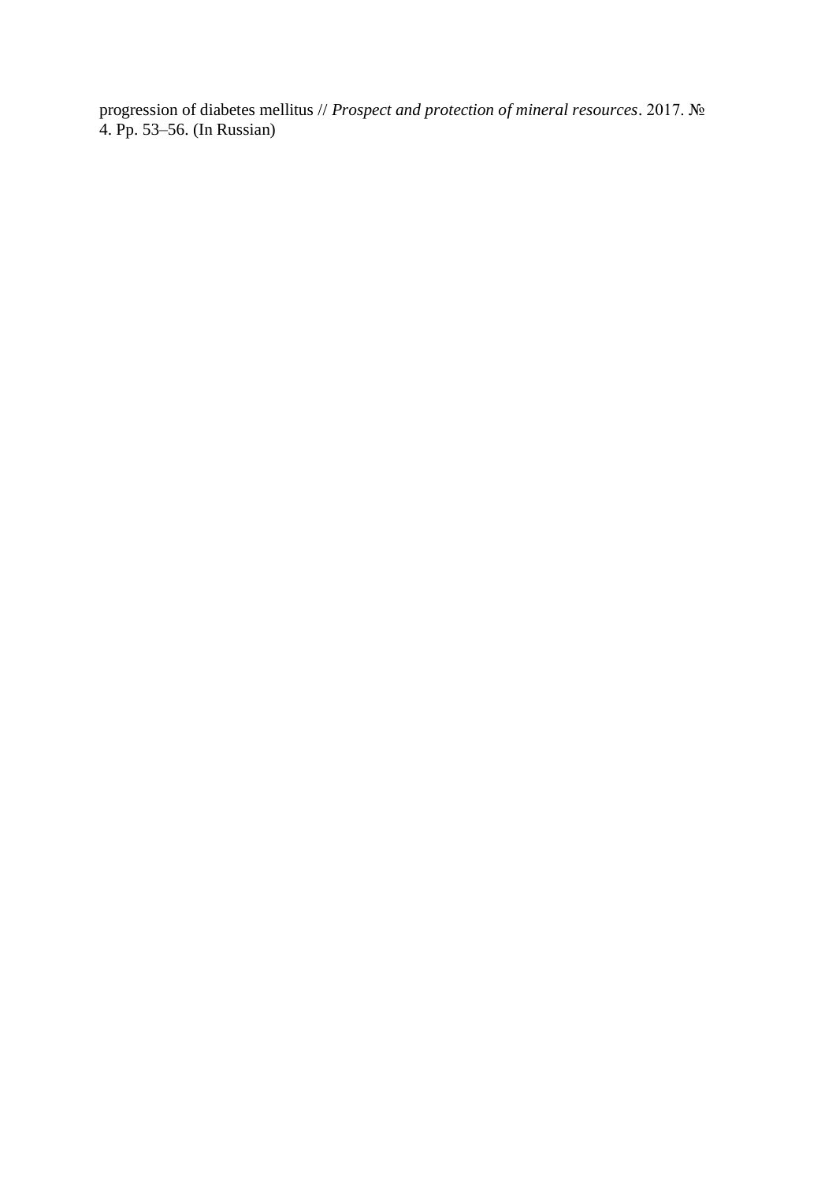progression of diabetes mellitus // *Prospect and protection of mineral resources*. 2017. № 4. Pp. 53–56. (In Russian)